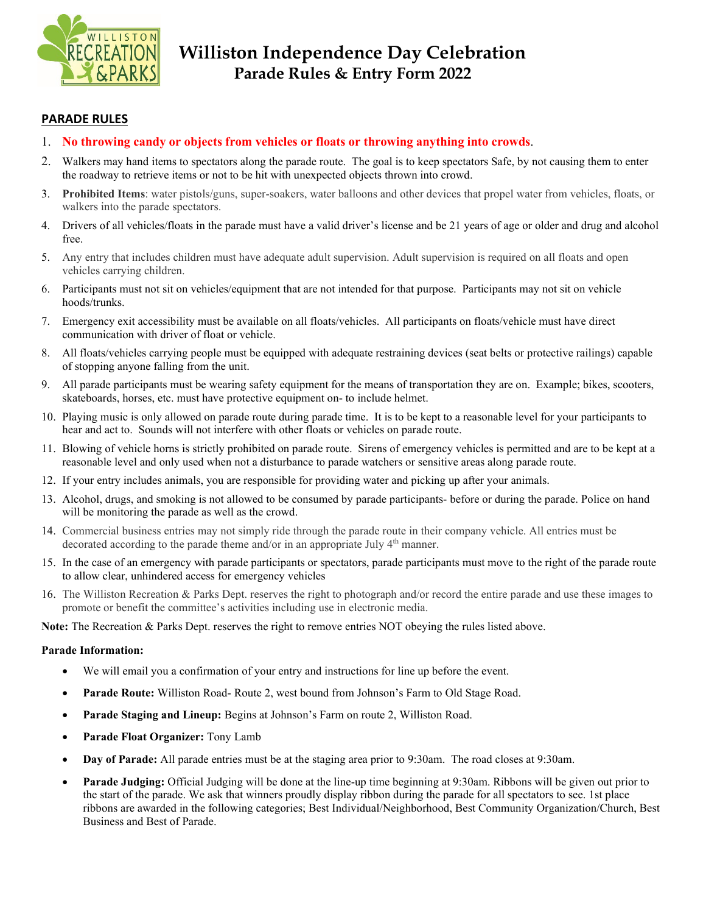# Williston Independence Day Celebration
## Parade Rules & Entry Form 2022

### PARADE RULES

1. **No throwing candy or objects from vehicles or floats or throwing anything into crowds**.
2. Walkers may hand items to spectators along the parade route. The goal is to keep spectators Safe, by not causing them to enter the roadway to retrieve items or not to be hit with unexpected objects thrown into crowd.
3. **Prohibited Items**: water pistols/guns, super-soakers, water balloons and other devices that propel water from vehicles, floats, or walkers into the parade spectators.
4. Drivers of all vehicles/floats in the parade must have a valid driver's license and be 21 years of age or older and drug and alcohol free.
5. Any entry that includes children must have adequate adult supervision. Adult supervision is required on all floats and open vehicles carrying children.
6. Participants must not sit on vehicles/equipment that are not intended for that purpose. Participants may not sit on vehicle hoods/trunks.
7. Emergency exit accessibility must be available on all floats/vehicles. All participants on floats/vehicle must have direct communication with driver of float or vehicle.
8. All floats/vehicles carrying people must be equipped with adequate restraining devices (seat belts or protective railings) capable of stopping anyone falling from the unit.
9. All parade participants must be wearing safety equipment for the means of transportation they are on. Example; bikes, scooters, skateboards, horses, etc. must have protective equipment on- to include helmet.
10. Playing music is only allowed on parade route during parade time. It is to be kept to a reasonable level for your participants to hear and act to. Sounds will not interfere with other floats or vehicles on parade route.
11. Blowing of vehicle horns is strictly prohibited on parade route. Sirens of emergency vehicles is permitted and are to be kept at a reasonable level and only used when not a disturbance to parade watchers or sensitive areas along parade route.
12. If your entry includes animals, you are responsible for providing water and picking up after your animals.
13. Alcohol, drugs, and smoking is not allowed to be consumed by parade participants- before or during the parade. Police on hand will be monitoring the parade as well as the crowd.
14. Commercial business entries may not simply ride through the parade route in their company vehicle. All entries must be decorated according to the parade theme and/or in an appropriate July 4th manner.
15. In the case of an emergency with parade participants or spectators, parade participants must move to the right of the parade route to allow clear, unhindered access for emergency vehicles
16. The Williston Recreation & Parks Dept. reserves the right to photograph and/or record the entire parade and use these images to promote or benefit the committee's activities including use in electronic media.

**Note:** The Recreation & Parks Dept. reserves the right to remove entries NOT obeying the rules listed above.

**Parade Information:**

- We will email you a confirmation of your entry and instructions for line up before the event.
- **Parade Route:** Williston Road- Route 2, west bound from Johnson's Farm to Old Stage Road.
- **Parade Staging and Lineup:** Begins at Johnson's Farm on route 2, Williston Road.
- **Parade Float Organizer:** Tony Lamb
- **Day of Parade:** All parade entries must be at the staging area prior to 9:30am. The road closes at 9:30am.
- **Parade Judging:** Official Judging will be done at the line-up time beginning at 9:30am. Ribbons will be given out prior to the start of the parade. We ask that winners proudly display ribbon during the parade for all spectators to see. 1st place ribbons are awarded in the following categories; Best Individual/Neighborhood, Best Community Organization/Church, Best Business and Best of Parade.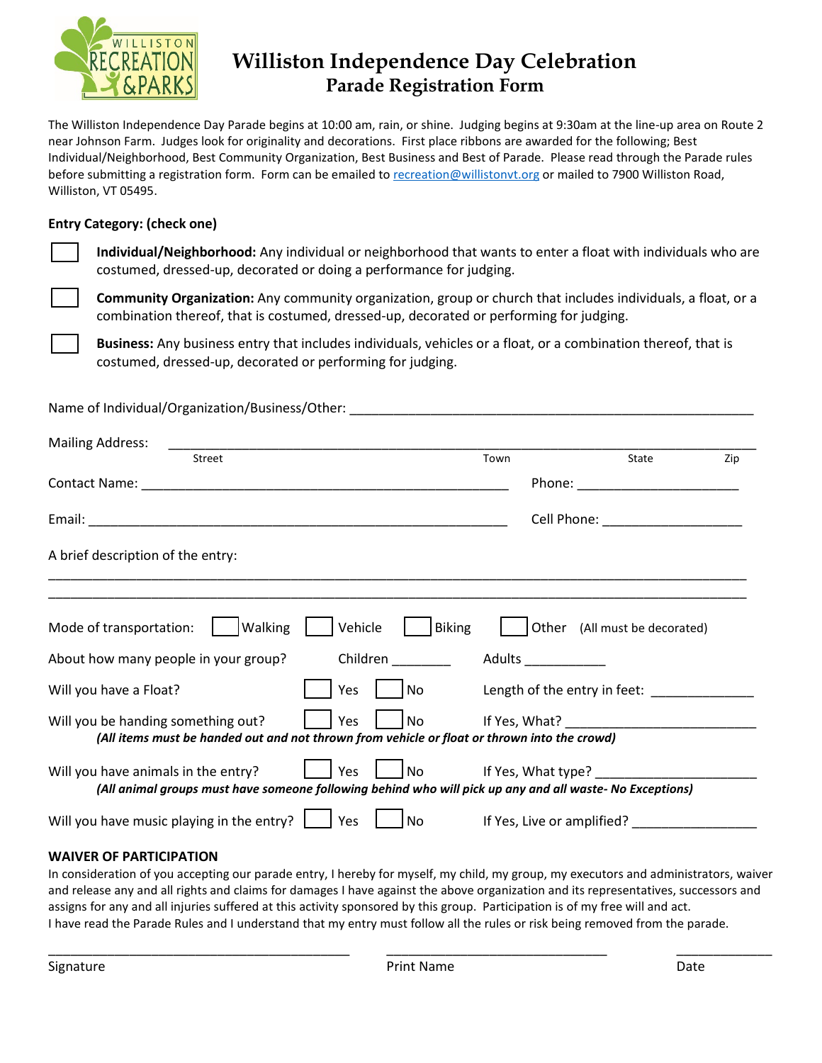# Williston Independence Day Celebration
## Parade Registration Form

The Williston Independence Day Parade begins at 10:00 am, rain, or shine. Judging begins at 9:30am at the line-up area on Route 2 near Johnson Farm. Judges look for originality and decorations. First place ribbons are awarded for the following; Best Individual/Neighborhood, Best Community Organization, Best Business and Best of Parade. Please read through the Parade rules before submitting a registration form. Form can be emailed to recreation@willistonvt.org or mailed to 7900 Williston Road, Williston, VT 05495.

**Entry Category: (check one)**

☐ **Individual/Neighborhood:** Any individual or neighborhood that wants to enter a float with individuals who are costumed, dressed-up, decorated or doing a performance for judging.

☐ **Community Organization:** Any community organization, group or church that includes individuals, a float, or a combination thereof, that is costumed, dressed-up, decorated or performing for judging.

☐ **Business:** Any business entry that includes individuals, vehicles or a float, or a combination thereof, that is costumed, dressed-up, decorated or performing for judging.

Name of Individual/Organization/Business/Other: ________________________________________

Mailing Address: ________________________________________
Street Town State Zip

Contact Name: ________________________________ Phone: ____________________

Email: ________________________________________ Cell Phone: ________________

A brief description of the entry:

________________________________________________________________________________

________________________________________________________________________________

Mode of transportation: ☐ Walking ☐ Vehicle ☐ Biking ☐ Other (All must be decorated)

About how many people in your group? Children ________ Adults ___________

Will you have a Float? ☐ Yes ☐ No Length of the entry in feet: ______________

Will you be handing something out? ☐ Yes ☐ No If Yes, What? __________________________

*(All items must be handed out and not thrown from vehicle or float or thrown into the crowd)*

Will you have animals in the entry? ☐ Yes ☐ No If Yes, What type? ______________________

*(All animal groups must have someone following behind who will pick up any and all waste- No Exceptions)*

Will you have music playing in the entry? ☐ Yes ☐ No If Yes, Live or amplified? ________________

**WAIVER OF PARTICIPATION**

In consideration of you accepting our parade entry, I hereby for myself, my child, my group, my executors and administrators, waiver and release any and all rights and claims for damages I have against the above organization and its representatives, successors and assigns for any and all injuries suffered at this activity sponsored by this group. Participation is of my free will and act.
I have read the Parade Rules and I understand that my entry must follow all the rules or risk being removed from the parade.

________________________________ ________________________________ _____________

Signature Print Name Date